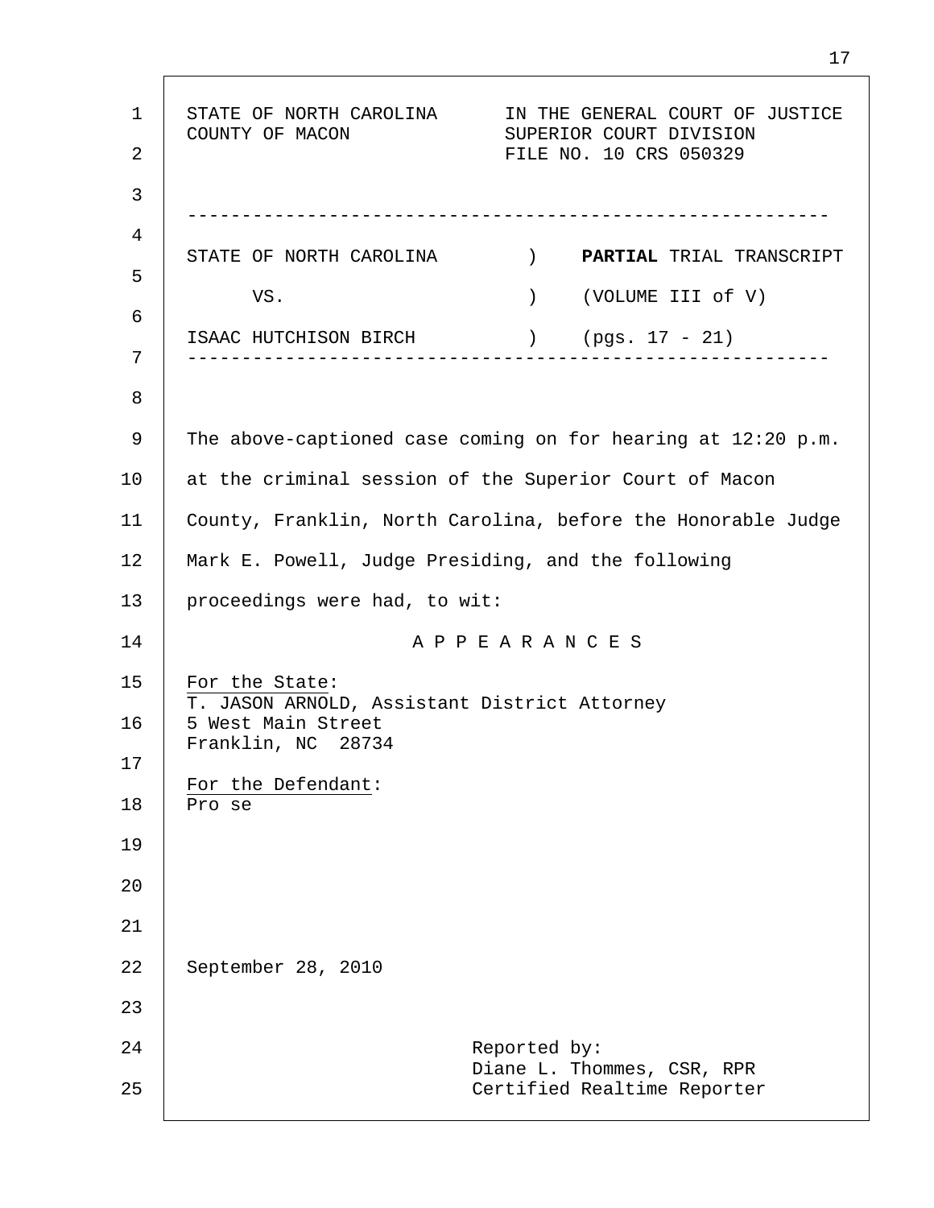STATE OF NORTH CAROLINA
COUNTY OF MACON

IN THE GENERAL COURT OF JUSTICE
SUPERIOR COURT DIVISION
FILE NO. 10 CRS 050329

---

| | | |
|---|---|---|
| STATE OF NORTH CAROLINA | ) | **PARTIAL** TRIAL TRANSCRIPT |
| VS. | ) | (VOLUME III of V) |
| ISAAC HUTCHISON BIRCH | ) | (pgs. 17 - 21) |

---

The above-captioned case coming on for hearing at 12:20 p.m. at the criminal session of the Superior Court of Macon County, Franklin, North Carolina, before the Honorable Judge Mark E. Powell, Judge Presiding, and the following proceedings were had, to wit:

A P P E A R A N C E S

For the State:
T. JASON ARNOLD, Assistant District Attorney
5 West Main Street
Franklin, NC 28734

For the Defendant:
Pro se

September 28, 2010

Reported by:
Diane L. Thommes, CSR, RPR
Certified Realtime Reporter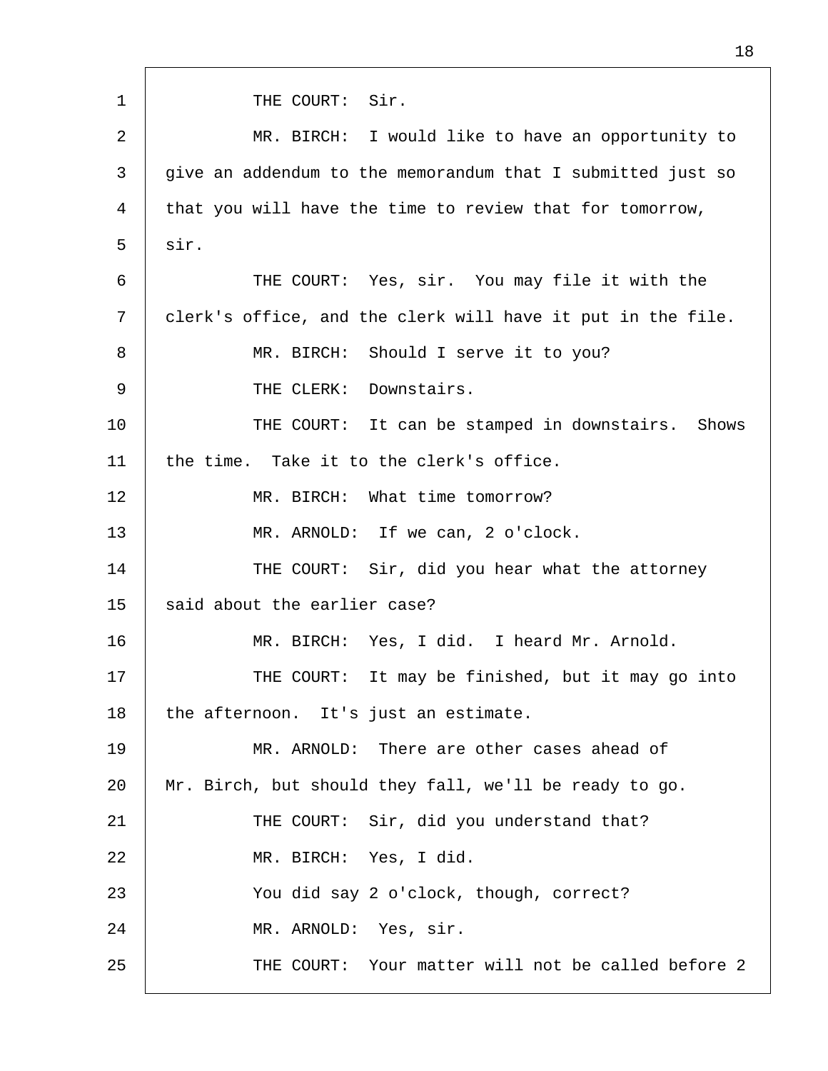THE COURT: Sir.

MR. BIRCH: I would like to have an opportunity to give an addendum to the memorandum that I submitted just so that you will have the time to review that for tomorrow, sir.

THE COURT: Yes, sir. You may file it with the clerk's office, and the clerk will have it put in the file.

MR. BIRCH: Should I serve it to you?

THE CLERK: Downstairs.

THE COURT: It can be stamped in downstairs. Shows the time. Take it to the clerk's office.

MR. BIRCH: What time tomorrow?

MR. ARNOLD: If we can, 2 o'clock.

THE COURT: Sir, did you hear what the attorney said about the earlier case?

MR. BIRCH: Yes, I did. I heard Mr. Arnold.

THE COURT: It may be finished, but it may go into the afternoon. It's just an estimate.

MR. ARNOLD: There are other cases ahead of Mr. Birch, but should they fall, we'll be ready to go.

THE COURT: Sir, did you understand that?

MR. BIRCH: Yes, I did.

You did say 2 o'clock, though, correct?

MR. ARNOLD: Yes, sir.

THE COURT: Your matter will not be called before 2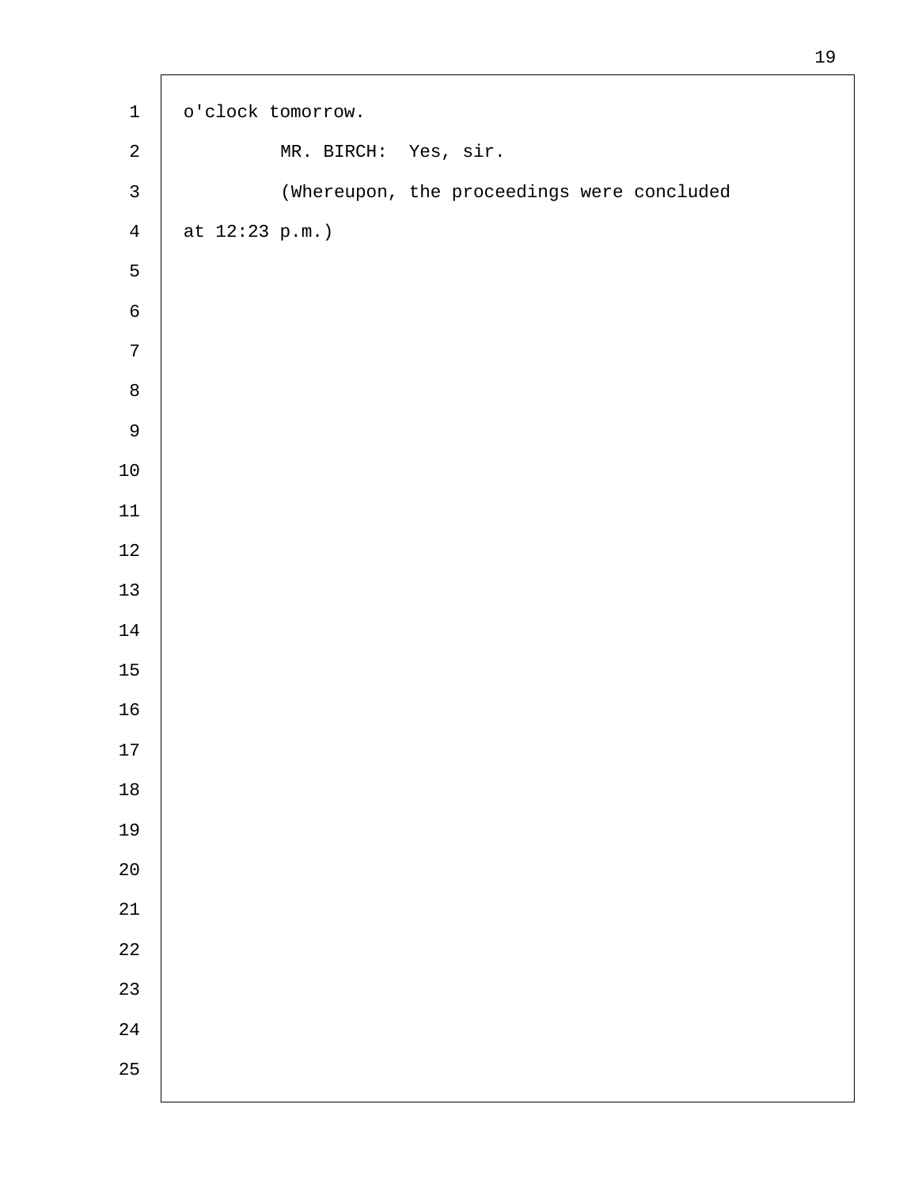o'clock tomorrow.

MR. BIRCH: Yes, sir.

(Whereupon, the proceedings were concluded at 12:23 p.m.)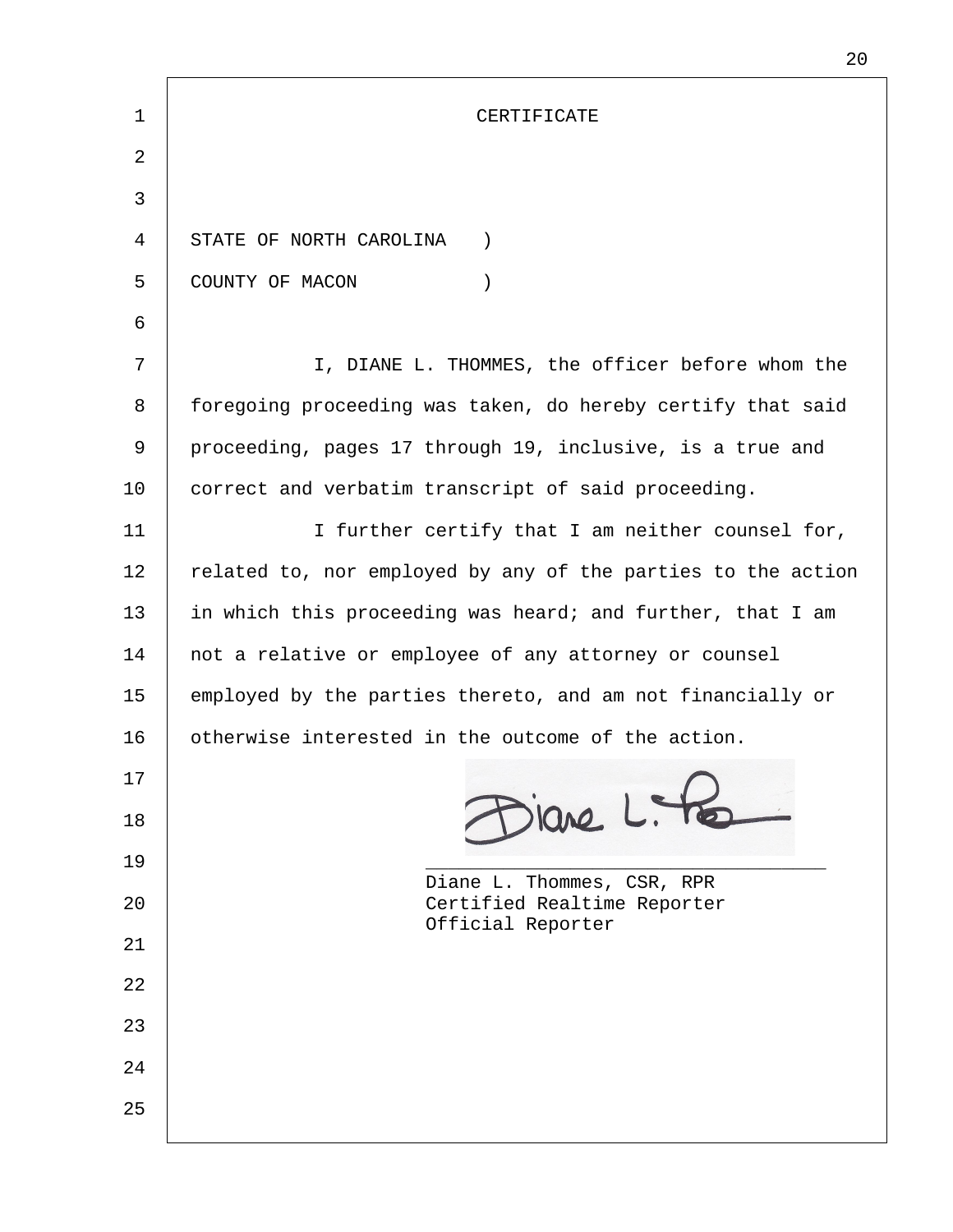# CERTIFICATE

STATE OF NORTH CAROLINA )
COUNTY OF MACON )

I, DIANE L. THOMMES, the officer before whom the foregoing proceeding was taken, do hereby certify that said proceeding, pages 17 through 19, inclusive, is a true and correct and verbatim transcript of said proceeding.

I further certify that I am neither counsel for, related to, nor employed by any of the parties to the action in which this proceeding was heard; and further, that I am not a relative or employee of any attorney or counsel employed by the parties thereto, and am not financially or otherwise interested in the outcome of the action.

\_\_\_\_\_\_\_\_\_\_\_\_\_\_\_\_\_\_\_\_\_\_\_\_\_\_\_\_\_\_\_\_\_\_\_\_
Diane L. Thommes, CSR, RPR
Certified Realtime Reporter
Official Reporter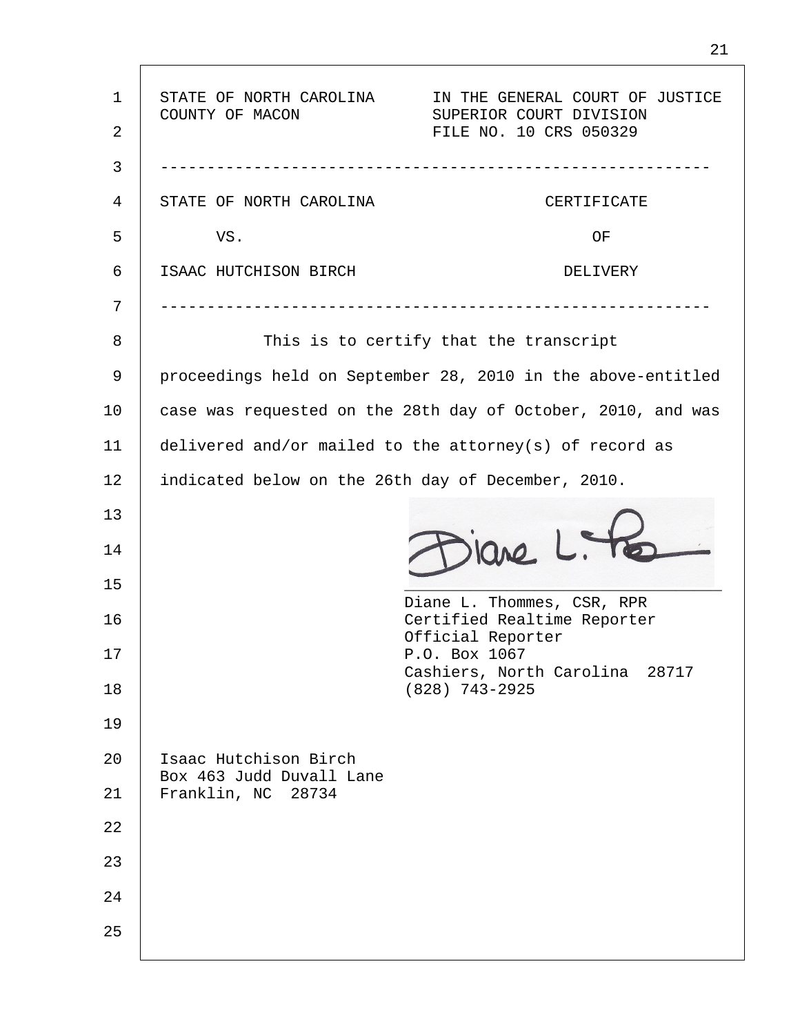STATE OF NORTH CAROLINA
COUNTY OF MACON

IN THE GENERAL COURT OF JUSTICE
SUPERIOR COURT DIVISION
FILE NO. 10 CRS 050329

---

STATE OF NORTH CAROLINA

VS.

ISAAC HUTCHISON BIRCH

CERTIFICATE OF DELIVERY

---

This is to certify that the transcript proceedings held on September 28, 2010 in the above-entitled case was requested on the 28th day of October, 2010, and was delivered and/or mailed to the attorney(s) of record as indicated below on the 26th day of December, 2010.

Diane L. Thommes, CSR, RPR
Certified Realtime Reporter
Official Reporter
P.O. Box 1067
Cashiers, North Carolina 28717
(828) 743-2925

Isaac Hutchison Birch
Box 463 Judd Duvall Lane
Franklin, NC 28734